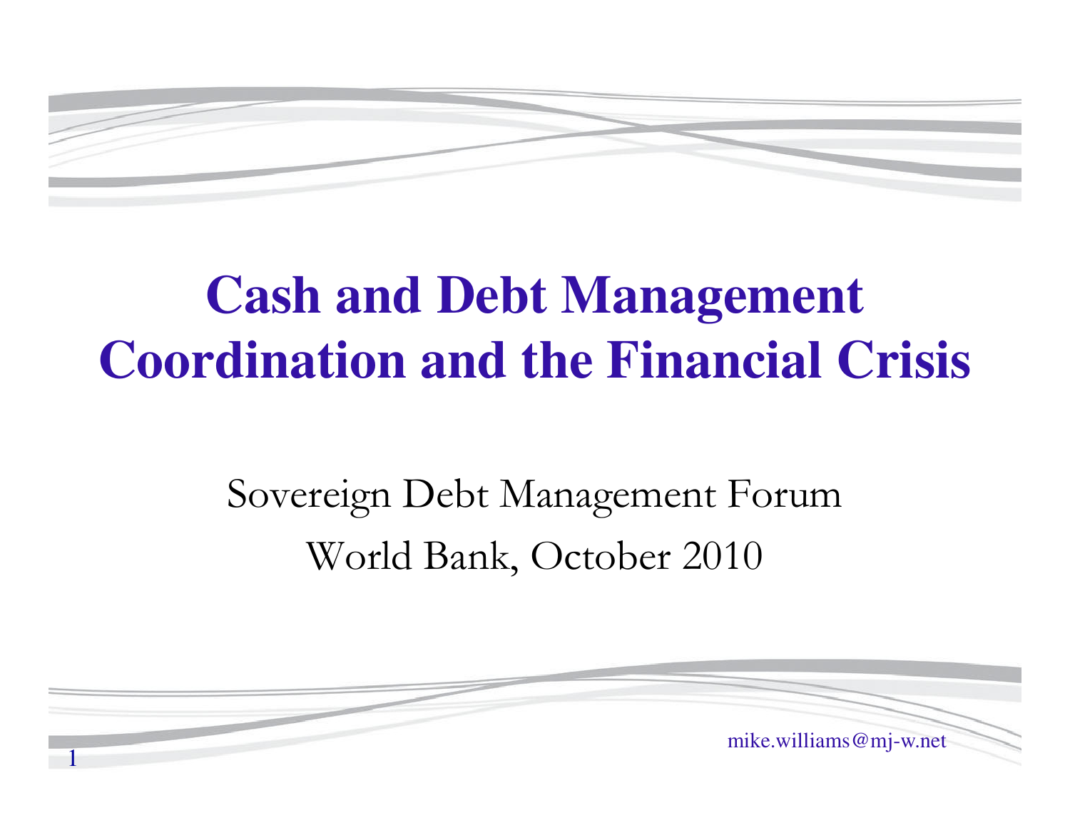# Cash and Debt Management Coordination and the Financial Crisis

Sovereign Debt Management Forum

World Bank, October 2010

mike.williams@mj-w.net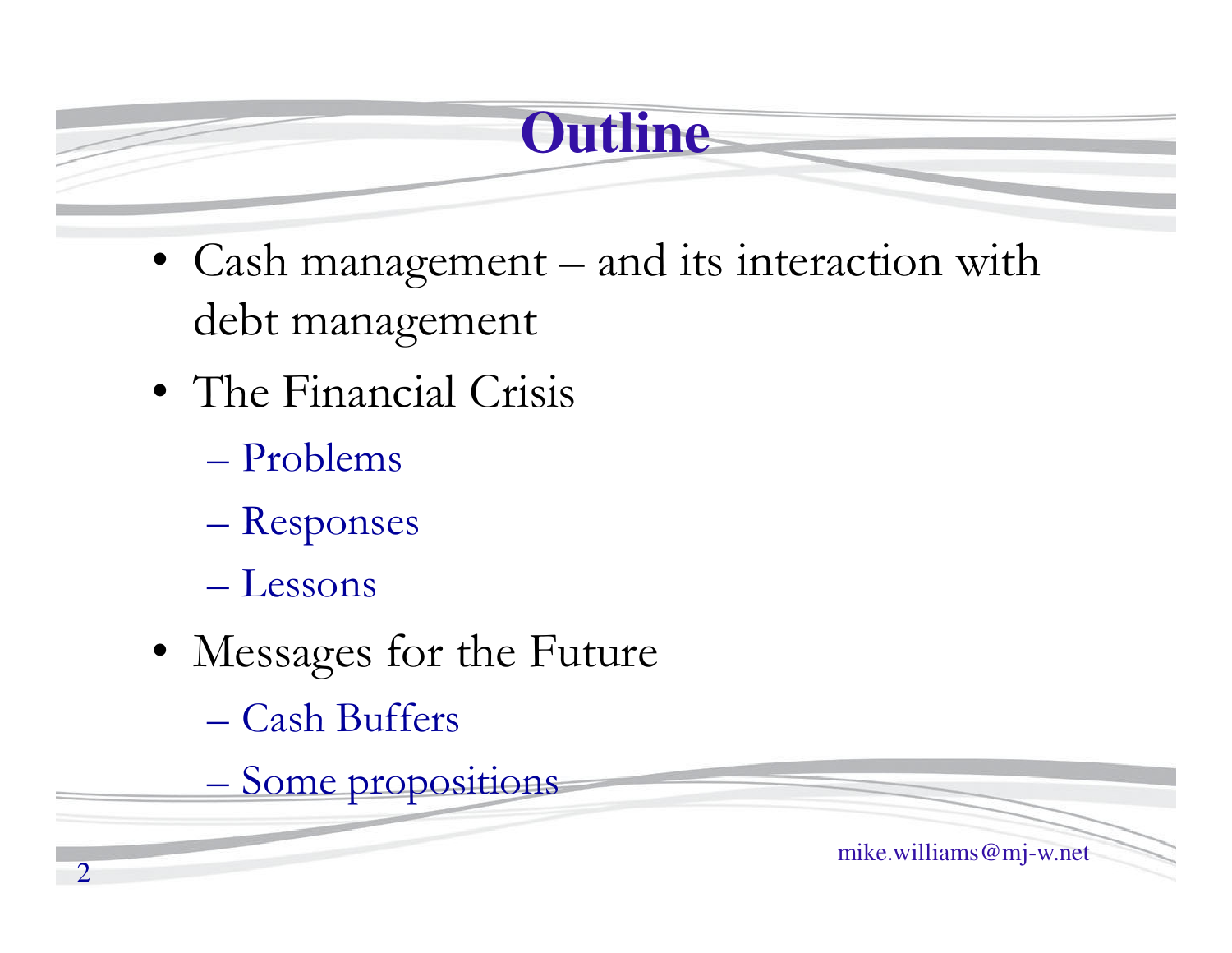# Outline

- Cash management – and its interaction with debt management
- The Financial Crisis
  - Problems
  - Responses
  - Lessons
- Messages for the Future
  - Cash Buffers
  - Some propositions

mike.williams@mj-w.net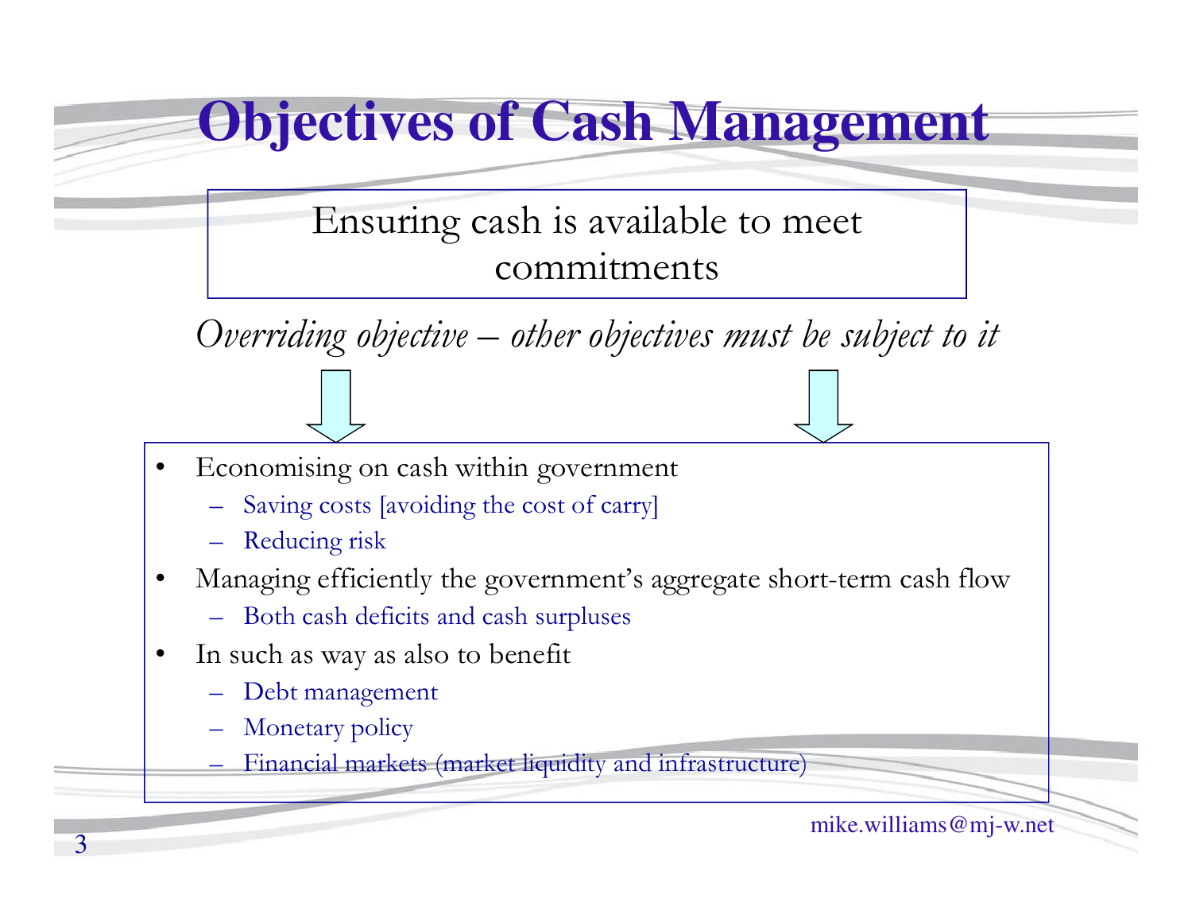# Objectives of Cash Management

Ensuring cash is available to meet commitments

*Overriding objective – other objectives must be subject to it*

- Economising on cash within government
  - Saving costs [avoiding the cost of carry]
  - Reducing risk
- Managing efficiently the government's aggregate short-term cash flow
  - Both cash deficits and cash surpluses
- In such as way as also to benefit
  - Debt management
  - Monetary policy
  - Financial markets (market liquidity and infrastructure)

mike.williams@mj-w.net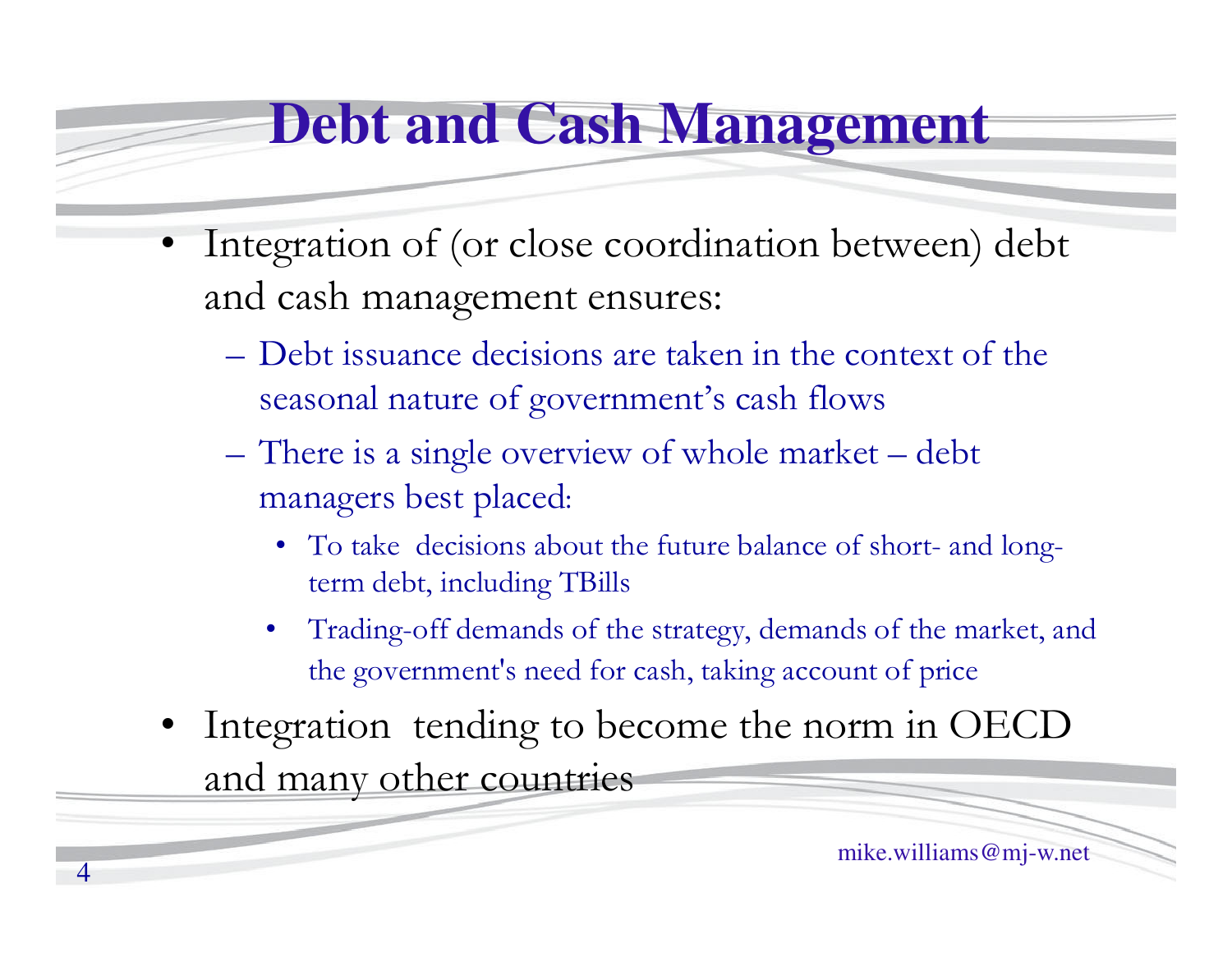# Debt and Cash Management

- Integration of (or close coordination between) debt and cash management ensures:
  - Debt issuance decisions are taken in the context of the seasonal nature of government's cash flows
  - There is a single overview of whole market – debt managers best placed:
    - To take decisions about the future balance of short- and long-term debt, including TBills
    - Trading-off demands of the strategy, demands of the market, and the government's need for cash, taking account of price
- Integration tending to become the norm in OECD and many other countries

mike.williams@mj-w.net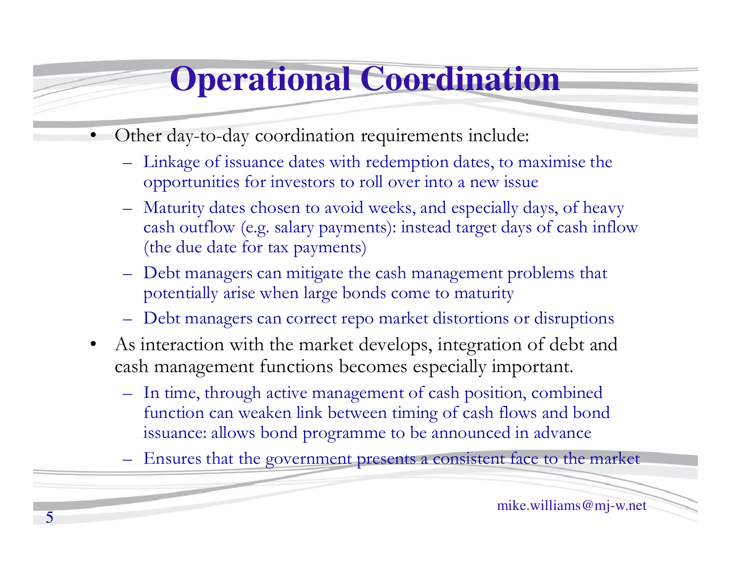# Operational Coordination

- Other day-to-day coordination requirements include:
  - Linkage of issuance dates with redemption dates, to maximise the opportunities for investors to roll over into a new issue
  - Maturity dates chosen to avoid weeks, and especially days, of heavy cash outflow (e.g. salary payments): instead target days of cash inflow (the due date for tax payments)
  - Debt managers can mitigate the cash management problems that potentially arise when large bonds come to maturity
  - Debt managers can correct repo market distortions or disruptions
- As interaction with the market develops, integration of debt and cash management functions becomes especially important.
  - In time, through active management of cash position, combined function can weaken link between timing of cash flows and bond issuance: allows bond programme to be announced in advance
  - Ensures that the government presents a consistent face to the market

mike.williams@mj-w.net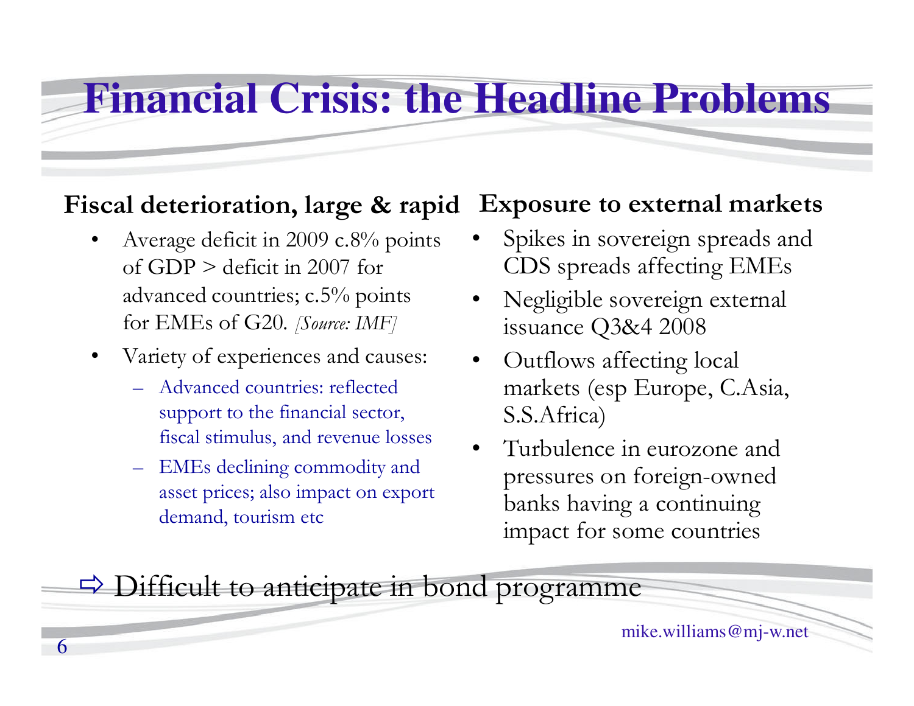# Financial Crisis: the Headline Problems

**Fiscal deterioration, large & rapid**

- Average deficit in 2009 c.8% points of GDP > deficit in 2007 for advanced countries; c.5% points for EMEs of G20. *[Source: IMF]*
- Variety of experiences and causes:
  - Advanced countries: reflected support to the financial sector, fiscal stimulus, and revenue losses
  - EMEs declining commodity and asset prices; also impact on export demand, tourism etc

**Exposure to external markets**

- Spikes in sovereign spreads and CDS spreads affecting EMEs
- Negligible sovereign external issuance Q3&4 2008
- Outflows affecting local markets (esp Europe, C.Asia, S.S.Africa)
- Turbulence in eurozone and pressures on foreign-owned banks having a continuing impact for some countries

⇨ Difficult to anticipate in bond programme

mike.williams@mj-w.net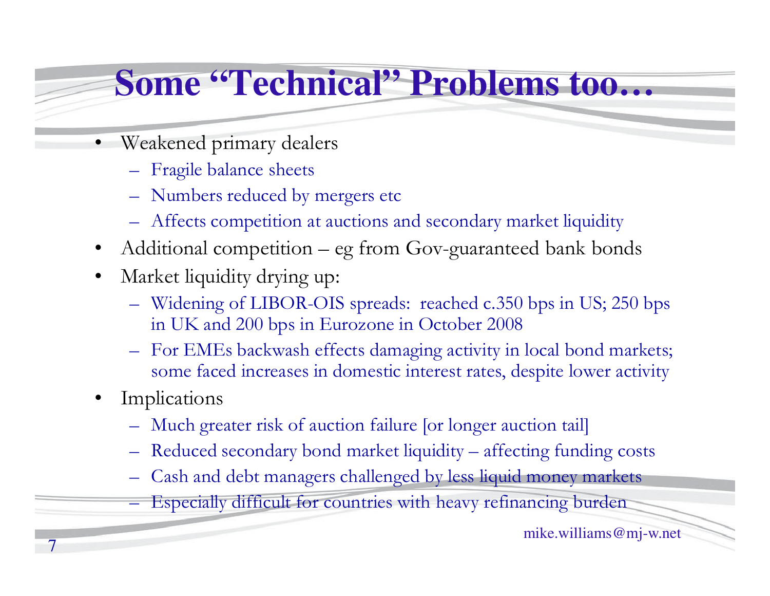# Some "Technical" Problems too…

- Weakened primary dealers
  - Fragile balance sheets
  - Numbers reduced by mergers etc
  - Affects competition at auctions and secondary market liquidity
- Additional competition – eg from Gov-guaranteed bank bonds
- Market liquidity drying up:
  - Widening of LIBOR-OIS spreads: reached c.350 bps in US; 250 bps in UK and 200 bps in Eurozone in October 2008
  - For EMEs backwash effects damaging activity in local bond markets; some faced increases in domestic interest rates, despite lower activity
- Implications
  - Much greater risk of auction failure [or longer auction tail]
  - Reduced secondary bond market liquidity – affecting funding costs
  - Cash and debt managers challenged by less liquid money markets
  - Especially difficult for countries with heavy refinancing burden

mike.williams@mj-w.net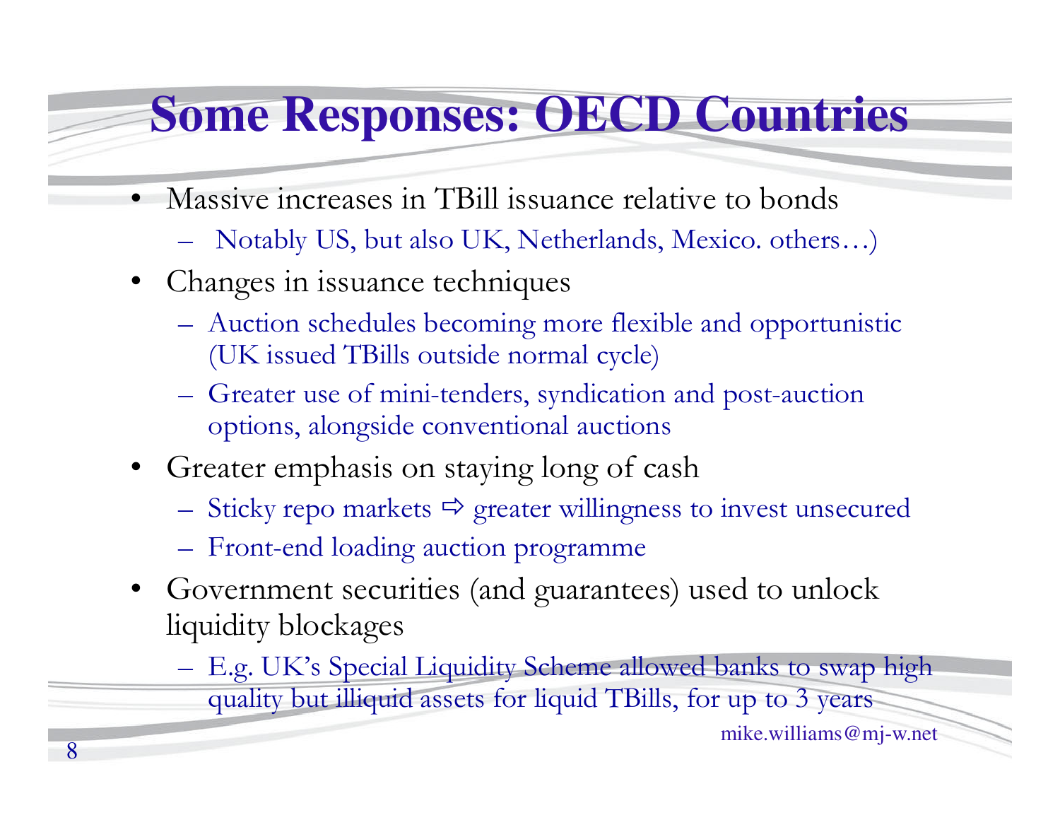# Some Responses: OECD Countries

- Massive increases in TBill issuance relative to bonds
  - Notably US, but also UK, Netherlands, Mexico. others…)
- Changes in issuance techniques
  - Auction schedules becoming more flexible and opportunistic (UK issued TBills outside normal cycle)
  - Greater use of mini-tenders, syndication and post-auction options, alongside conventional auctions
- Greater emphasis on staying long of cash
  - Sticky repo markets ⇨ greater willingness to invest unsecured
  - Front-end loading auction programme
- Government securities (and guarantees) used to unlock liquidity blockages
  - E.g. UK's Special Liquidity Scheme allowed banks to swap high quality but illiquid assets for liquid TBills, for up to 3 years

mike.williams@mj-w.net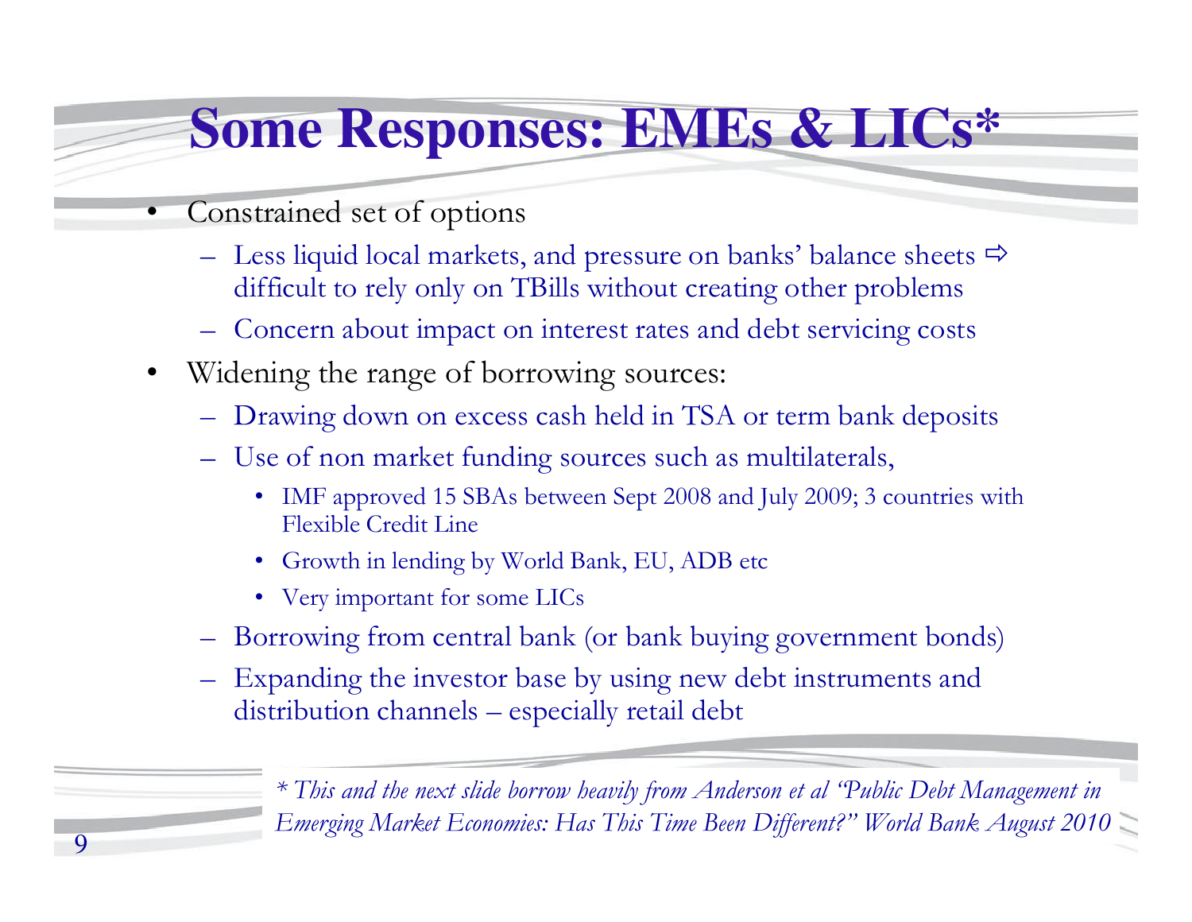# Some Responses: EMEs & LICs*

- Constrained set of options
  - Less liquid local markets, and pressure on banks' balance sheets ⇨ difficult to rely only on TBills without creating other problems
  - Concern about impact on interest rates and debt servicing costs
- Widening the range of borrowing sources:
  - Drawing down on excess cash held in TSA or term bank deposits
  - Use of non market funding sources such as multilaterals,
    - IMF approved 15 SBAs between Sept 2008 and July 2009; 3 countries with Flexible Credit Line
    - Growth in lending by World Bank, EU, ADB etc
    - Very important for some LICs
  - Borrowing from central bank (or bank buying government bonds)
  - Expanding the investor base by using new debt instruments and distribution channels – especially retail debt

*\* This and the next slide borrow heavily from Anderson et al "Public Debt Management in Emerging Market Economies: Has This Time Been Different?" World Bank August 2010*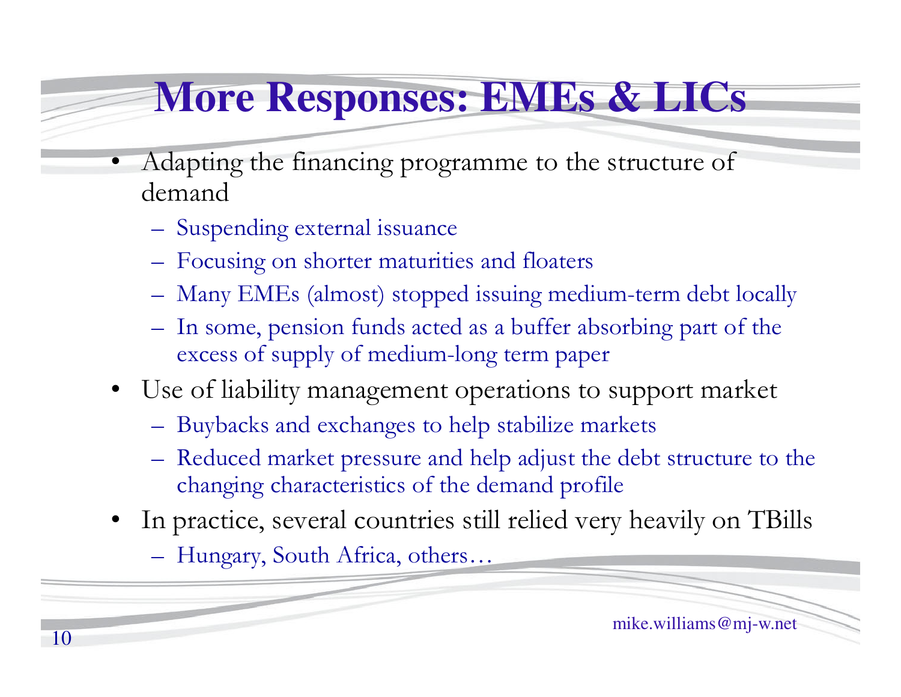# More Responses: EMEs & LICs

- Adapting the financing programme to the structure of demand
  - Suspending external issuance
  - Focusing on shorter maturities and floaters
  - Many EMEs (almost) stopped issuing medium-term debt locally
  - In some, pension funds acted as a buffer absorbing part of the excess of supply of medium-long term paper
- Use of liability management operations to support market
  - Buybacks and exchanges to help stabilize markets
  - Reduced market pressure and help adjust the debt structure to the changing characteristics of the demand profile
- In practice, several countries still relied very heavily on TBills
  - Hungary, South Africa, others…

mike.williams@mj-w.net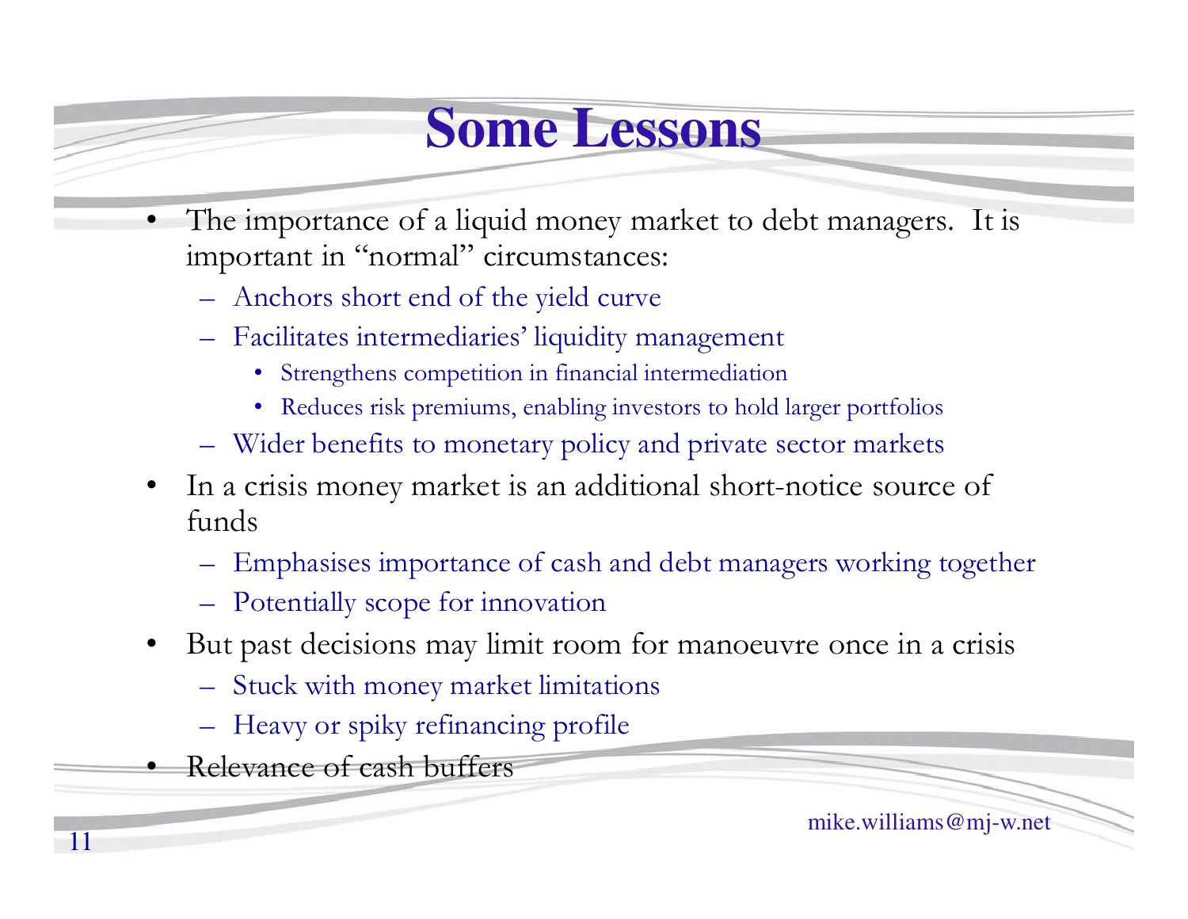# Some Lessons

- The importance of a liquid money market to debt managers. It is important in "normal" circumstances:
  - Anchors short end of the yield curve
  - Facilitates intermediaries' liquidity management
    - Strengthens competition in financial intermediation
    - Reduces risk premiums, enabling investors to hold larger portfolios
  - Wider benefits to monetary policy and private sector markets
- In a crisis money market is an additional short-notice source of funds
  - Emphasises importance of cash and debt managers working together
  - Potentially scope for innovation
- But past decisions may limit room for manoeuvre once in a crisis
  - Stuck with money market limitations
  - Heavy or spiky refinancing profile
- Relevance of cash buffers

mike.williams@mj-w.net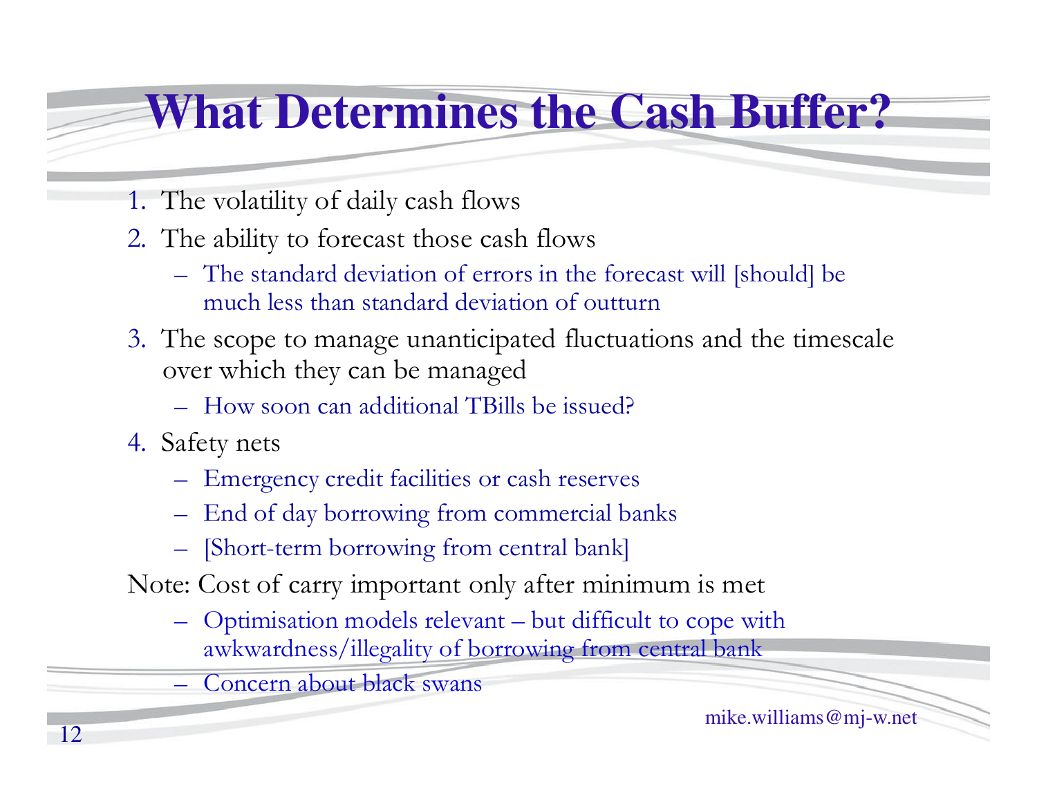# What Determines the Cash Buffer?

1. The volatility of daily cash flows
2. The ability to forecast those cash flows
   - The standard deviation of errors in the forecast will [should] be much less than standard deviation of outturn
3. The scope to manage unanticipated fluctuations and the timescale over which they can be managed
   - How soon can additional TBills be issued?
4. Safety nets
   - Emergency credit facilities or cash reserves
   - End of day borrowing from commercial banks
   - [Short-term borrowing from central bank]

Note: Cost of carry important only after minimum is met

- Optimisation models relevant – but difficult to cope with awkwardness/illegality of borrowing from central bank
- Concern about black swans

mike.williams@mj-w.net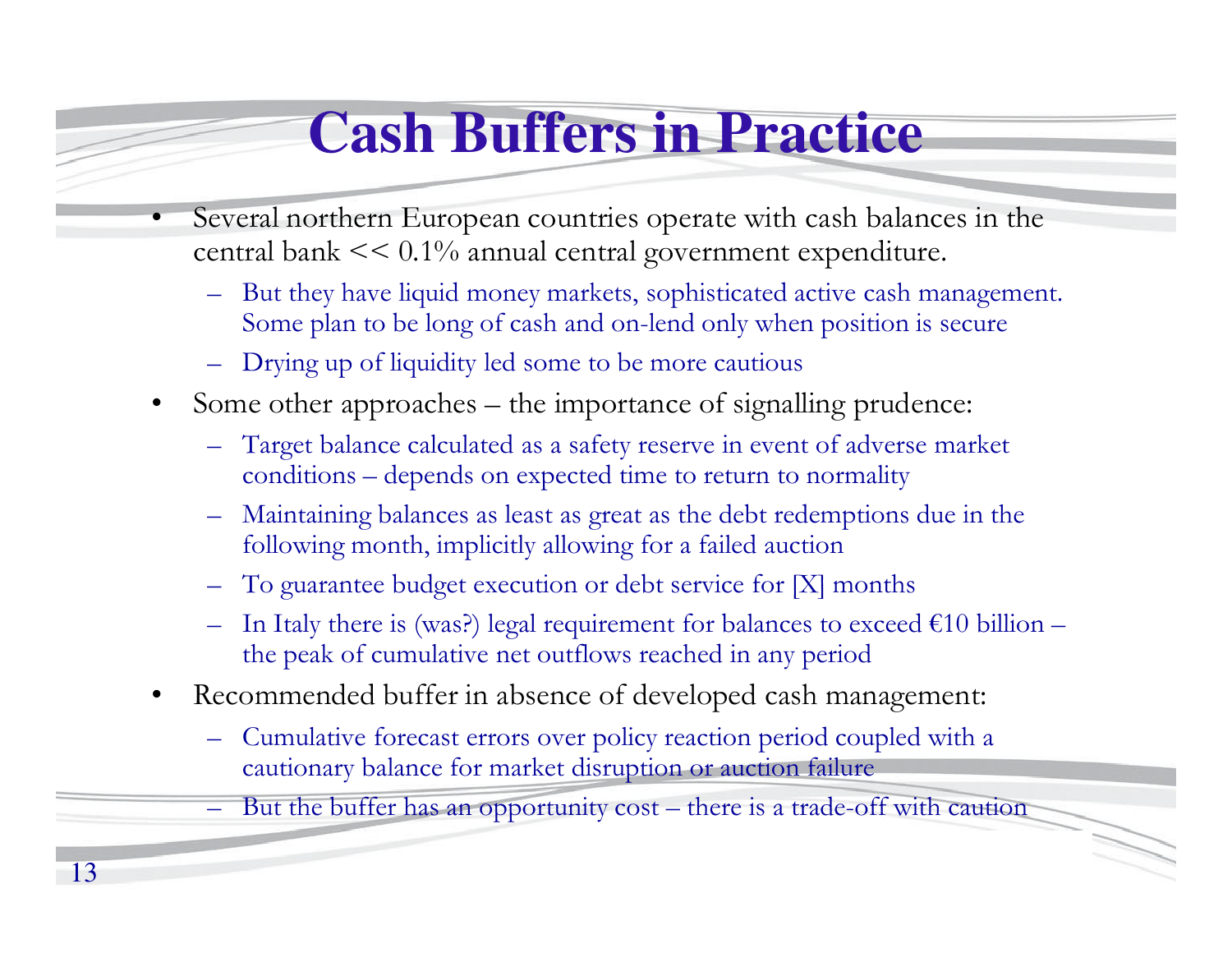# Cash Buffers in Practice

- Several northern European countries operate with cash balances in the central bank << 0.1% annual central government expenditure.
  - But they have liquid money markets, sophisticated active cash management. Some plan to be long of cash and on-lend only when position is secure
  - Drying up of liquidity led some to be more cautious
- Some other approaches – the importance of signalling prudence:
  - Target balance calculated as a safety reserve in event of adverse market conditions – depends on expected time to return to normality
  - Maintaining balances as least as great as the debt redemptions due in the following month, implicitly allowing for a failed auction
  - To guarantee budget execution or debt service for [X] months
  - In Italy there is (was?) legal requirement for balances to exceed €10 billion – the peak of cumulative net outflows reached in any period
- Recommended buffer in absence of developed cash management:
  - Cumulative forecast errors over policy reaction period coupled with a cautionary balance for market disruption or auction failure
  - But the buffer has an opportunity cost – there is a trade-off with caution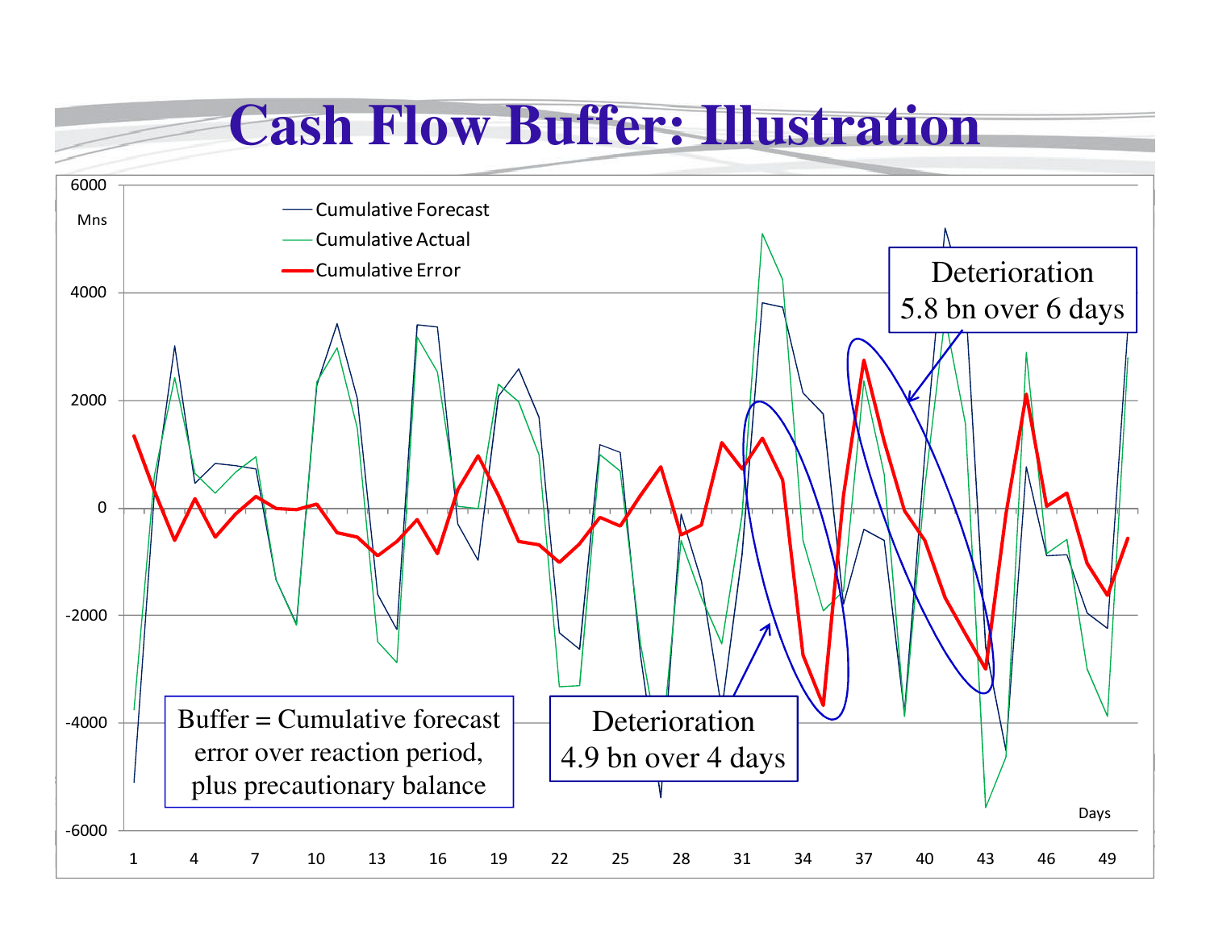# Cash Flow Buffer: Illustration

Mns

- Cumulative Forecast
- Cumulative Actual
- Cumulative Error

Deterioration 5.8 bn over 6 days

Deterioration 4.9 bn over 4 days

Buffer = Cumulative forecast error over reaction period, plus precautionary balance

Days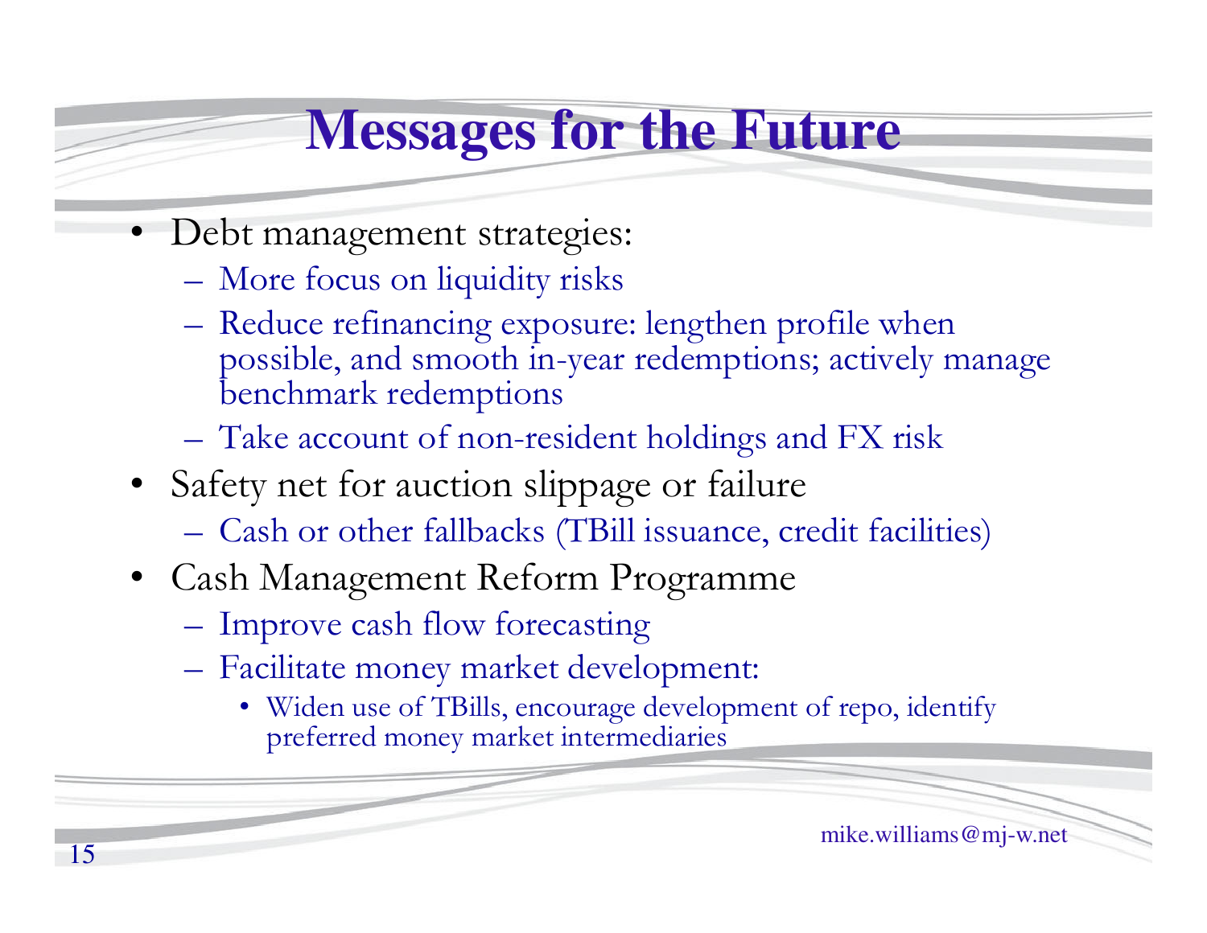# Messages for the Future

- Debt management strategies:
  - More focus on liquidity risks
  - Reduce refinancing exposure: lengthen profile when possible, and smooth in-year redemptions; actively manage benchmark redemptions
  - Take account of non-resident holdings and FX risk
- Safety net for auction slippage or failure
  - Cash or other fallbacks (TBill issuance, credit facilities)
- Cash Management Reform Programme
  - Improve cash flow forecasting
  - Facilitate money market development:
    - Widen use of TBills, encourage development of repo, identify preferred money market intermediaries

mike.williams@mj-w.net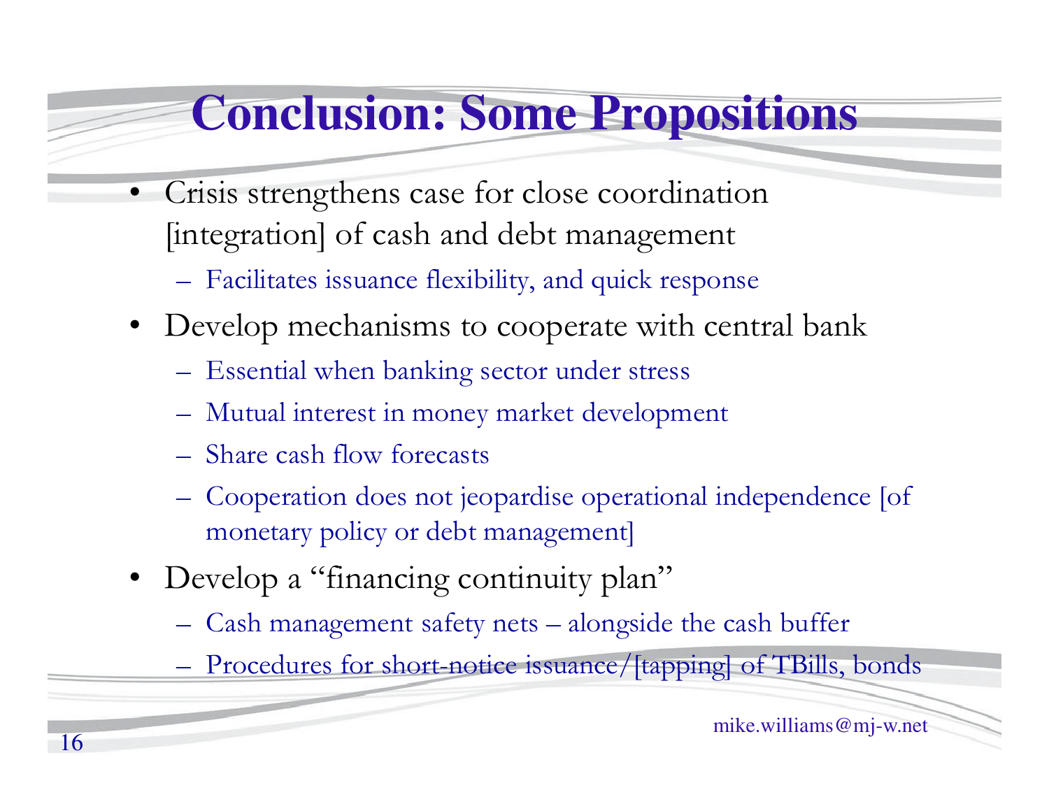# Conclusion: Some Propositions

- Crisis strengthens case for close coordination [integration] of cash and debt management
  - Facilitates issuance flexibility, and quick response
- Develop mechanisms to cooperate with central bank
  - Essential when banking sector under stress
  - Mutual interest in money market development
  - Share cash flow forecasts
  - Cooperation does not jeopardise operational independence [of monetary policy or debt management]
- Develop a "financing continuity plan"
  - Cash management safety nets – alongside the cash buffer
  - Procedures for short-notice issuance/[tapping] of TBills, bonds

mike.williams@mj-w.net